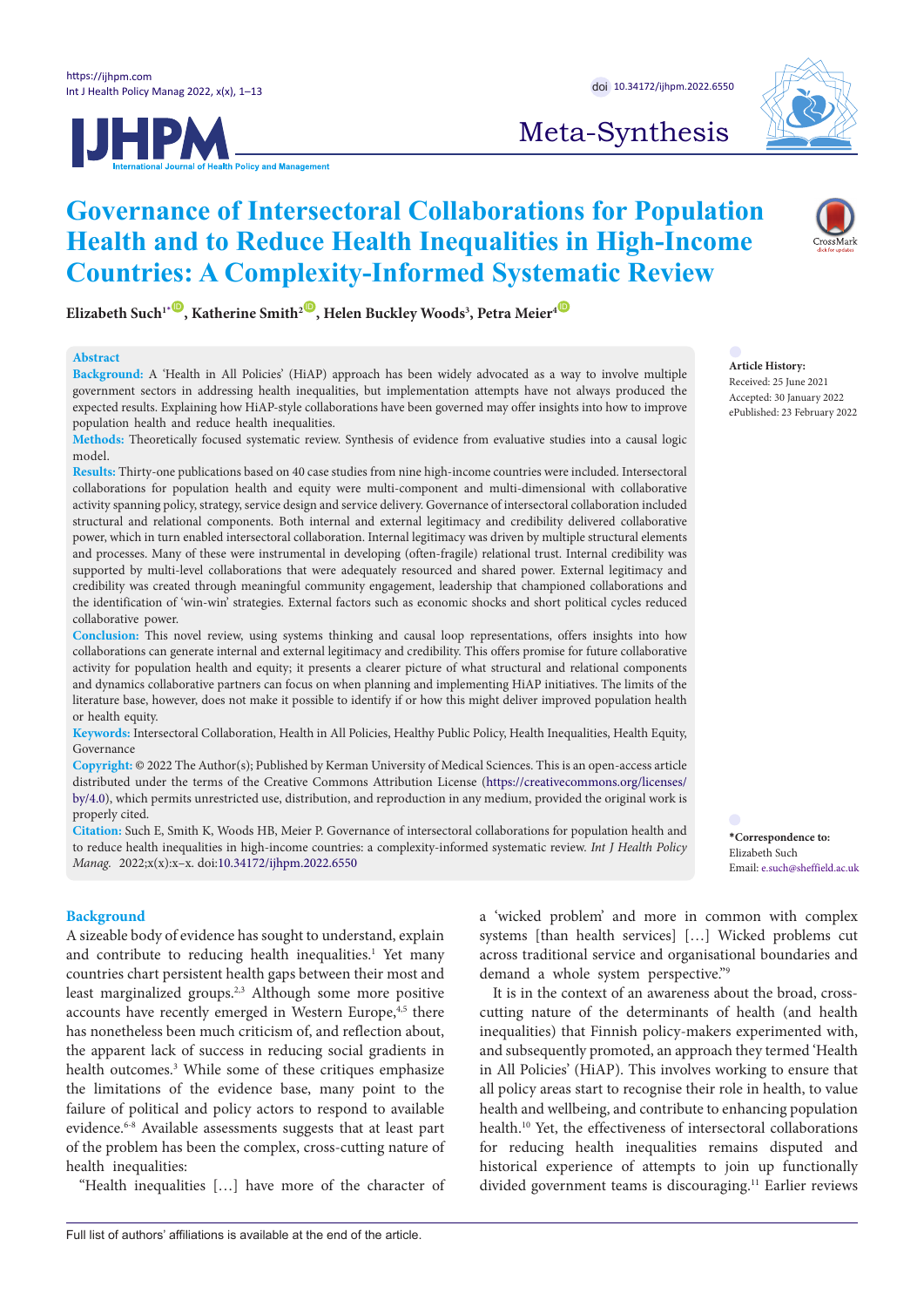Meta-Synthesis

# Governance of Intersectoral Collaborations for Population Health and to Reduce Health Inequalities in High-Income Countries: A Complexity-Informed Systematic Review

**Elizabeth Such[1*], Katherine Smith[2], Helen Buckley Woods[3], Petra Meier[4]**

## Abstract

**Background:** A 'Health in All Policies' (HiAP) approach has been widely advocated as a way to involve multiple government sectors in addressing health inequalities, but implementation attempts have not always produced the expected results. Explaining how HiAP-style collaborations have been governed may offer insights into how to improve population health and reduce health inequalities.

**Methods:** Theoretically focused systematic review. Synthesis of evidence from evaluative studies into a causal logic model.

**Results:** Thirty-one publications based on 40 case studies from nine high-income countries were included. Intersectoral collaborations for population health and equity were multi-component and multi-dimensional with collaborative activity spanning policy, strategy, service design and service delivery. Governance of intersectoral collaboration included structural and relational components. Both internal and external legitimacy and credibility delivered collaborative power, which in turn enabled intersectoral collaboration. Internal legitimacy was driven by multiple structural elements and processes. Many of these were instrumental in developing (often-fragile) relational trust. Internal credibility was supported by multi-level collaborations that were adequately resourced and shared power. External legitimacy and credibility was created through meaningful community engagement, leadership that championed collaborations and the identification of 'win-win' strategies. External factors such as economic shocks and short political cycles reduced collaborative power.

**Conclusion:** This novel review, using systems thinking and causal loop representations, offers insights into how collaborations can generate internal and external legitimacy and credibility. This offers promise for future collaborative activity for population health and equity; it presents a clearer picture of what structural and relational components and dynamics collaborative partners can focus on when planning and implementing HiAP initiatives. The limits of the literature base, however, does not make it possible to identify if or how this might deliver improved population health or health equity.

**Keywords:** Intersectoral Collaboration, Health in All Policies, Healthy Public Policy, Health Inequalities, Health Equity, Governance

**Copyright:** © 2022 The Author(s); Published by Kerman University of Medical Sciences. This is an open-access article distributed under the terms of the Creative Commons Attribution License (https://creativecommons.org/licenses/by/4.0), which permits unrestricted use, distribution, and reproduction in any medium, provided the original work is properly cited.

**Citation:** Such E, Smith K, Woods HB, Meier P. Governance of intersectoral collaborations for population health and to reduce health inequalities in high-income countries: a complexity-informed systematic review. *Int J Health Policy Manag.* 2022;x(x):x–x. doi:10.34172/ijhpm.2022.6550

**Article History:**
Received: 25 June 2021
Accepted: 30 January 2022
ePublished: 23 February 2022

**\*Correspondence to:**
Elizabeth Such
Email: e.such@sheffield.ac.uk

## Background

A sizeable body of evidence has sought to understand, explain and contribute to reducing health inequalities.[1] Yet many countries chart persistent health gaps between their most and least marginalized groups.[2,3] Although some more positive accounts have recently emerged in Western Europe,[4,5] there has nonetheless been much criticism of, and reflection about, the apparent lack of success in reducing social gradients in health outcomes.[3] While some of these critiques emphasize the limitations of the evidence base, many point to the failure of political and policy actors to respond to available evidence.[6-8] Available assessments suggests that at least part of the problem has been the complex, cross-cutting nature of health inequalities:

"Health inequalities […] have more of the character of a 'wicked problem' and more in common with complex systems [than health services] […] Wicked problems cut across traditional service and organisational boundaries and demand a whole system perspective."[9]

It is in the context of an awareness about the broad, cross-cutting nature of the determinants of health (and health inequalities) that Finnish policy-makers experimented with, and subsequently promoted, an approach they termed 'Health in All Policies' (HiAP). This involves working to ensure that all policy areas start to recognise their role in health, to value health and wellbeing, and contribute to enhancing population health.[10] Yet, the effectiveness of intersectoral collaborations for reducing health inequalities remains disputed and historical experience of attempts to join up functionally divided government teams is discouraging.[11] Earlier reviews

Full list of authors' affiliations is available at the end of the article.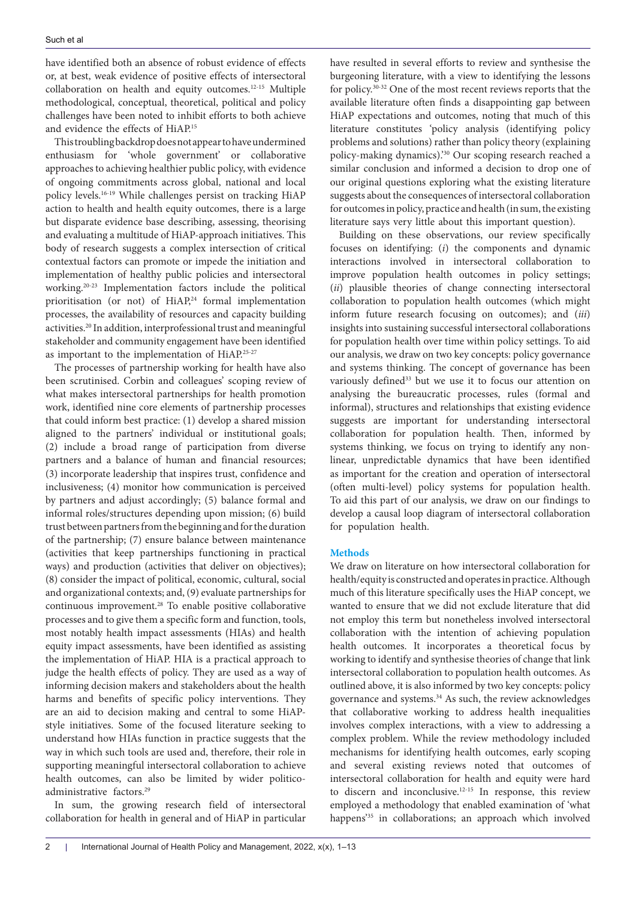have identified both an absence of robust evidence of effects or, at best, weak evidence of positive effects of intersectoral collaboration on health and equity outcomes.[12-15] Multiple methodological, conceptual, theoretical, political and policy challenges have been noted to inhibit efforts to both achieve and evidence the effects of HiAP.[15]

This troubling backdrop does not appear to have undermined enthusiasm for 'whole government' or collaborative approaches to achieving healthier public policy, with evidence of ongoing commitments across global, national and local policy levels.[16-19] While challenges persist on tracking HiAP action to health and health equity outcomes, there is a large but disparate evidence base describing, assessing, theorising and evaluating a multitude of HiAP-approach initiatives. This body of research suggests a complex intersection of critical contextual factors can promote or impede the initiation and implementation of healthy public policies and intersectoral working.[20-23] Implementation factors include the political prioritisation (or not) of HiAP,[24] formal implementation processes, the availability of resources and capacity building activities.[20] In addition, interprofessional trust and meaningful stakeholder and community engagement have been identified as important to the implementation of HiAP.[25-27]

The processes of partnership working for health have also been scrutinised. Corbin and colleagues' scoping review of what makes intersectoral partnerships for health promotion work, identified nine core elements of partnership processes that could inform best practice: (1) develop a shared mission aligned to the partners' individual or institutional goals; (2) include a broad range of participation from diverse partners and a balance of human and financial resources; (3) incorporate leadership that inspires trust, confidence and inclusiveness; (4) monitor how communication is perceived by partners and adjust accordingly; (5) balance formal and informal roles/structures depending upon mission; (6) build trust between partners from the beginning and for the duration of the partnership; (7) ensure balance between maintenance (activities that keep partnerships functioning in practical ways) and production (activities that deliver on objectives); (8) consider the impact of political, economic, cultural, social and organizational contexts; and, (9) evaluate partnerships for continuous improvement.[28] To enable positive collaborative processes and to give them a specific form and function, tools, most notably health impact assessments (HIAs) and health equity impact assessments, have been identified as assisting the implementation of HiAP. HIA is a practical approach to judge the health effects of policy. They are used as a way of informing decision makers and stakeholders about the health harms and benefits of specific policy interventions. They are an aid to decision making and central to some HiAP-style initiatives. Some of the focused literature seeking to understand how HIAs function in practice suggests that the way in which such tools are used and, therefore, their role in supporting meaningful intersectoral collaboration to achieve health outcomes, can also be limited by wider politico-administrative factors.[29]

In sum, the growing research field of intersectoral collaboration for health in general and of HiAP in particular have resulted in several efforts to review and synthesise the burgeoning literature, with a view to identifying the lessons for policy.[30-32] One of the most recent reviews reports that the available literature often finds a disappointing gap between HiAP expectations and outcomes, noting that much of this literature constitutes 'policy analysis (identifying policy problems and solutions) rather than policy theory (explaining policy-making dynamics).'[30] Our scoping research reached a similar conclusion and informed a decision to drop one of our original questions exploring what the existing literature suggests about the consequences of intersectoral collaboration for outcomes in policy, practice and health (in sum, the existing literature says very little about this important question).

Building on these observations, our review specifically focuses on identifying: (*i*) the components and dynamic interactions involved in intersectoral collaboration to improve population health outcomes in policy settings; (*ii*) plausible theories of change connecting intersectoral collaboration to population health outcomes (which might inform future research focusing on outcomes); and (*iii*) insights into sustaining successful intersectoral collaborations for population health over time within policy settings. To aid our analysis, we draw on two key concepts: policy governance and systems thinking. The concept of governance has been variously defined[33] but we use it to focus our attention on analysing the bureaucratic processes, rules (formal and informal), structures and relationships that existing evidence suggests are important for understanding intersectoral collaboration for population health. Then, informed by systems thinking, we focus on trying to identify any non-linear, unpredictable dynamics that have been identified as important for the creation and operation of intersectoral (often multi-level) policy systems for population health. To aid this part of our analysis, we draw on our findings to develop a causal loop diagram of intersectoral collaboration for population health.

## Methods

We draw on literature on how intersectoral collaboration for health/equity is constructed and operates in practice. Although much of this literature specifically uses the HiAP concept, we wanted to ensure that we did not exclude literature that did not employ this term but nonetheless involved intersectoral collaboration with the intention of achieving population health outcomes. It incorporates a theoretical focus by working to identify and synthesise theories of change that link intersectoral collaboration to population health outcomes. As outlined above, it is also informed by two key concepts: policy governance and systems.[34] As such, the review acknowledges that collaborative working to address health inequalities involves complex interactions, with a view to addressing a complex problem. While the review methodology included mechanisms for identifying health outcomes, early scoping and several existing reviews noted that outcomes of intersectoral collaboration for health and equity were hard to discern and inconclusive.[12-15] In response, this review employed a methodology that enabled examination of 'what happens'[35] in collaborations; an approach which involved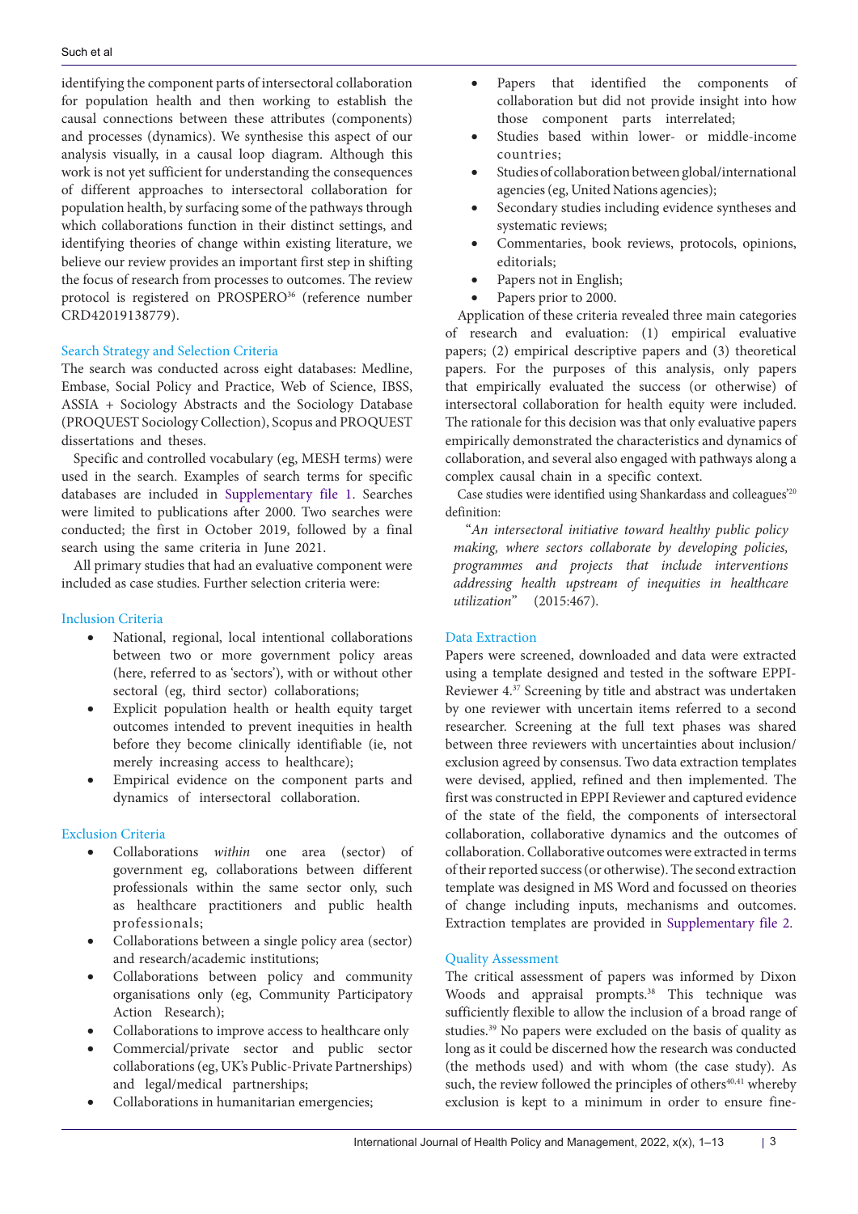identifying the component parts of intersectoral collaboration for population health and then working to establish the causal connections between these attributes (components) and processes (dynamics). We synthesise this aspect of our analysis visually, in a causal loop diagram. Although this work is not yet sufficient for understanding the consequences of different approaches to intersectoral collaboration for population health, by surfacing some of the pathways through which collaborations function in their distinct settings, and identifying theories of change within existing literature, we believe our review provides an important first step in shifting the focus of research from processes to outcomes. The review protocol is registered on PROSPERO[36] (reference number CRD42019138779).

## Search Strategy and Selection Criteria

The search was conducted across eight databases: Medline, Embase, Social Policy and Practice, Web of Science, IBSS, ASSIA + Sociology Abstracts and the Sociology Database (PROQUEST Sociology Collection), Scopus and PROQUEST dissertations and theses.

Specific and controlled vocabulary (eg, MESH terms) were used in the search. Examples of search terms for specific databases are included in Supplementary file 1. Searches were limited to publications after 2000. Two searches were conducted; the first in October 2019, followed by a final search using the same criteria in June 2021.

All primary studies that had an evaluative component were included as case studies. Further selection criteria were:

### Inclusion Criteria

- National, regional, local intentional collaborations between two or more government policy areas (here, referred to as 'sectors'), with or without other sectoral (eg, third sector) collaborations;
- Explicit population health or health equity target outcomes intended to prevent inequities in health before they become clinically identifiable (ie, not merely increasing access to healthcare);
- Empirical evidence on the component parts and dynamics of intersectoral collaboration.

### Exclusion Criteria

- Collaborations *within* one area (sector) of government eg, collaborations between different professionals within the same sector only, such as healthcare practitioners and public health professionals;
- Collaborations between a single policy area (sector) and research/academic institutions;
- Collaborations between policy and community organisations only (eg, Community Participatory Action Research);
- Collaborations to improve access to healthcare only
- Commercial/private sector and public sector collaborations (eg, UK's Public-Private Partnerships) and legal/medical partnerships;
- Collaborations in humanitarian emergencies;
- Papers that identified the components of collaboration but did not provide insight into how those component parts interrelated;
- Studies based within lower- or middle-income countries;
- Studies of collaboration between global/international agencies (eg, United Nations agencies);
- Secondary studies including evidence syntheses and systematic reviews;
- Commentaries, book reviews, protocols, opinions, editorials;
- Papers not in English;
- Papers prior to 2000.

Application of these criteria revealed three main categories of research and evaluation: (1) empirical evaluative papers; (2) empirical descriptive papers and (3) theoretical papers. For the purposes of this analysis, only papers that empirically evaluated the success (or otherwise) of intersectoral collaboration for health equity were included. The rationale for this decision was that only evaluative papers empirically demonstrated the characteristics and dynamics of collaboration, and several also engaged with pathways along a complex causal chain in a specific context.

Case studies were identified using Shankardass and colleagues'[20] definition:

"*An intersectoral initiative toward healthy public policy making, where sectors collaborate by developing policies, programmes and projects that include interventions addressing health upstream of inequities in healthcare utilization*" (2015:467).

## Data Extraction

Papers were screened, downloaded and data were extracted using a template designed and tested in the software EPPI-Reviewer 4.[37] Screening by title and abstract was undertaken by one reviewer with uncertain items referred to a second researcher. Screening at the full text phases was shared between three reviewers with uncertainties about inclusion/exclusion agreed by consensus. Two data extraction templates were devised, applied, refined and then implemented. The first was constructed in EPPI Reviewer and captured evidence of the state of the field, the components of intersectoral collaboration, collaborative dynamics and the outcomes of collaboration. Collaborative outcomes were extracted in terms of their reported success (or otherwise). The second extraction template was designed in MS Word and focussed on theories of change including inputs, mechanisms and outcomes. Extraction templates are provided in Supplementary file 2.

## Quality Assessment

The critical assessment of papers was informed by Dixon Woods and appraisal prompts.[38] This technique was sufficiently flexible to allow the inclusion of a broad range of studies.[39] No papers were excluded on the basis of quality as long as it could be discerned how the research was conducted (the methods used) and with whom (the case study). As such, the review followed the principles of others[40,41] whereby exclusion is kept to a minimum in order to ensure fine-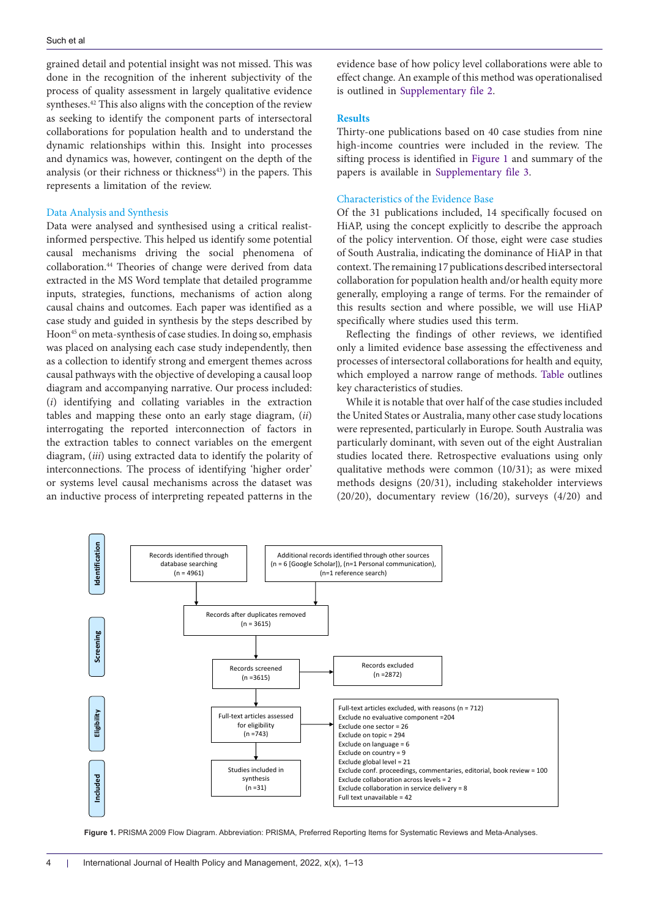grained detail and potential insight was not missed. This was done in the recognition of the inherent subjectivity of the process of quality assessment in largely qualitative evidence syntheses.[42] This also aligns with the conception of the review as seeking to identify the component parts of intersectoral collaborations for population health and to understand the dynamic relationships within this. Insight into processes and dynamics was, however, contingent on the depth of the analysis (or their richness or thickness[43]) in the papers. This represents a limitation of the review.

### Data Analysis and Synthesis

Data were analysed and synthesised using a critical realist-informed perspective. This helped us identify some potential causal mechanisms driving the social phenomena of collaboration.[44] Theories of change were derived from data extracted in the MS Word template that detailed programme inputs, strategies, functions, mechanisms of action along causal chains and outcomes. Each paper was identified as a case study and guided in synthesis by the steps described by Hoon[45] on meta-synthesis of case studies. In doing so, emphasis was placed on analysing each case study independently, then as a collection to identify strong and emergent themes across causal pathways with the objective of developing a causal loop diagram and accompanying narrative. Our process included: (*i*) identifying and collating variables in the extraction tables and mapping these onto an early stage diagram, (*ii*) interrogating the reported interconnection of factors in the extraction tables to connect variables on the emergent diagram, (*iii*) using extracted data to identify the polarity of interconnections. The process of identifying 'higher order' or systems level causal mechanisms across the dataset was an inductive process of interpreting repeated patterns in the evidence base of how policy level collaborations were able to effect change. An example of this method was operationalised is outlined in Supplementary file 2.

## Results

Thirty-one publications based on 40 case studies from nine high-income countries were included in the review. The sifting process is identified in Figure 1 and summary of the papers is available in Supplementary file 3.

### Characteristics of the Evidence Base

Of the 31 publications included, 14 specifically focused on HiAP, using the concept explicitly to describe the approach of the policy intervention. Of those, eight were case studies of South Australia, indicating the dominance of HiAP in that context. The remaining 17 publications described intersectoral collaboration for population health and/or health equity more generally, employing a range of terms. For the remainder of this results section and where possible, we will use HiAP specifically where studies used this term.

Reflecting the findings of other reviews, we identified only a limited evidence base assessing the effectiveness and processes of intersectoral collaborations for health and equity, which employed a narrow range of methods. Table outlines key characteristics of studies.

While it is notable that over half of the case studies included the United States or Australia, many other case study locations were represented, particularly in Europe. South Australia was particularly dominant, with seven out of the eight Australian studies located there. Retrospective evaluations using only qualitative methods were common (10/31); as were mixed methods designs (20/31), including stakeholder interviews (20/20), documentary review (16/20), surveys (4/20) and

**Identification**
- Records identified through database searching (n = 4961)
- Additional records identified through other sources (n = 6 [Google Scholar]), (n=1 Personal communication), (n=1 reference search)

**Screening**
- Records after duplicates removed (n = 3615)
- Records screened (n =3615)
- Records excluded (n =2872)

**Eligibility**
- Full-text articles assessed for eligibility (n =743)
- Full-text articles excluded, with reasons (n = 712)
  - Exclude no evaluative component =204
  - Exclude one sector = 26
  - Exclude on topic = 294
  - Exclude on language = 6
  - Exclude on country = 9
  - Exclude global level = 21
  - Exclude conf. proceedings, commentaries, editorial, book review = 100
  - Exclude collaboration across levels = 2
  - Exclude collaboration in service delivery = 8
  - Full text unavailable = 42

**Included**
- Studies included in synthesis (n =31)

**Figure 1.** PRISMA 2009 Flow Diagram. Abbreviation: PRISMA, Preferred Reporting Items for Systematic Reviews and Meta-Analyses.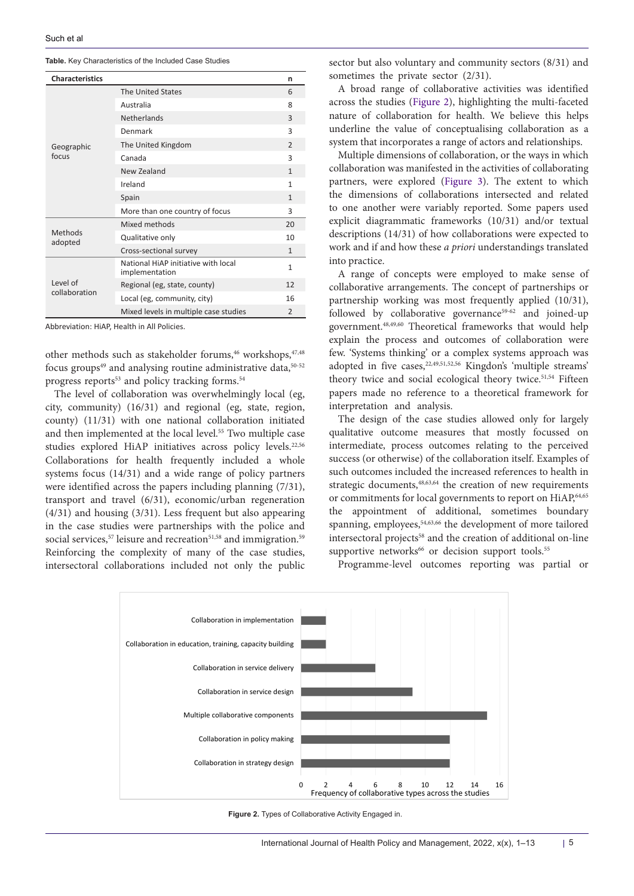**Table.** Key Characteristics of the Included Case Studies

| Characteristics | | n |
|---|---|---|
| Geographic focus | The United States | 6 |
| | Australia | 8 |
| | Netherlands | 3 |
| | Denmark | 3 |
| | The United Kingdom | 2 |
| | Canada | 3 |
| | New Zealand | 1 |
| | Ireland | 1 |
| | Spain | 1 |
| | More than one country of focus | 3 |
| Methods adopted | Mixed methods | 20 |
| | Qualitative only | 10 |
| | Cross-sectional survey | 1 |
| Level of collaboration | National HiAP initiative with local implementation | 1 |
| | Regional (eg, state, county) | 12 |
| | Local (eg, community, city) | 16 |
| | Mixed levels in multiple case studies | 2 |

Abbreviation: HiAP, Health in All Policies.

other methods such as stakeholder forums,[46] workshops,[47,48] focus groups[49] and analysing routine administrative data,[50-52] progress reports[53] and policy tracking forms.[54]

The level of collaboration was overwhelmingly local (eg, city, community) (16/31) and regional (eg, state, region, county) (11/31) with one national collaboration initiated and then implemented at the local level.[55] Two multiple case studies explored HiAP initiatives across policy levels.[22,56] Collaborations for health frequently included a whole systems focus (14/31) and a wide range of policy partners were identified across the papers including planning (7/31), transport and travel (6/31), economic/urban regeneration (4/31) and housing (3/31). Less frequent but also appearing in the case studies were partnerships with the police and social services,[57] leisure and recreation[51,58] and immigration.[59] Reinforcing the complexity of many of the case studies, intersectoral collaborations included not only the public sector but also voluntary and community sectors (8/31) and sometimes the private sector (2/31).

A broad range of collaborative activities was identified across the studies (Figure 2), highlighting the multi-faceted nature of collaboration for health. We believe this helps underline the value of conceptualising collaboration as a system that incorporates a range of actors and relationships.

Multiple dimensions of collaboration, or the ways in which collaboration was manifested in the activities of collaborating partners, were explored (Figure 3). The extent to which the dimensions of collaborations intersected and related to one another were variably reported. Some papers used explicit diagrammatic frameworks (10/31) and/or textual descriptions (14/31) of how collaborations were expected to work and if and how these *a priori* understandings translated into practice.

A range of concepts were employed to make sense of collaborative arrangements. The concept of partnerships or partnership working was most frequently applied (10/31), followed by collaborative governance[59-62] and joined-up government.[48,49,60] Theoretical frameworks that would help explain the process and outcomes of collaboration were few. 'Systems thinking' or a complex systems approach was adopted in five cases,[22,49,51,52,56] Kingdon's 'multiple streams' theory twice and social ecological theory twice.[51,54] Fifteen papers made no reference to a theoretical framework for interpretation and analysis.

The design of the case studies allowed only for largely qualitative outcome measures that mostly focussed on intermediate, process outcomes relating to the perceived success (or otherwise) of the collaboration itself. Examples of such outcomes included the increased references to health in strategic documents,[48,63,64] the creation of new requirements or commitments for local governments to report on HiAP,[64,65] the appointment of additional, sometimes boundary spanning, employees,[54,63,66] the development of more tailored intersectoral projects[58] and the creation of additional on-line supportive networks[66] or decision support tools.[55]

Programme-level outcomes reporting was partial or

| Type of collaborative activity | Frequency of collaborative types across the studies |
|---|---|
| Collaboration in implementation | 2 |
| Collaboration in education, training, capacity building | 2 |
| Collaboration in service delivery | 6 |
| Collaboration in service design | 9 |
| Multiple collaborative components | 15 |
| Collaboration in policy making | 12 |
| Collaboration in strategy design | 12 |

**Figure 2.** Types of Collaborative Activity Engaged in.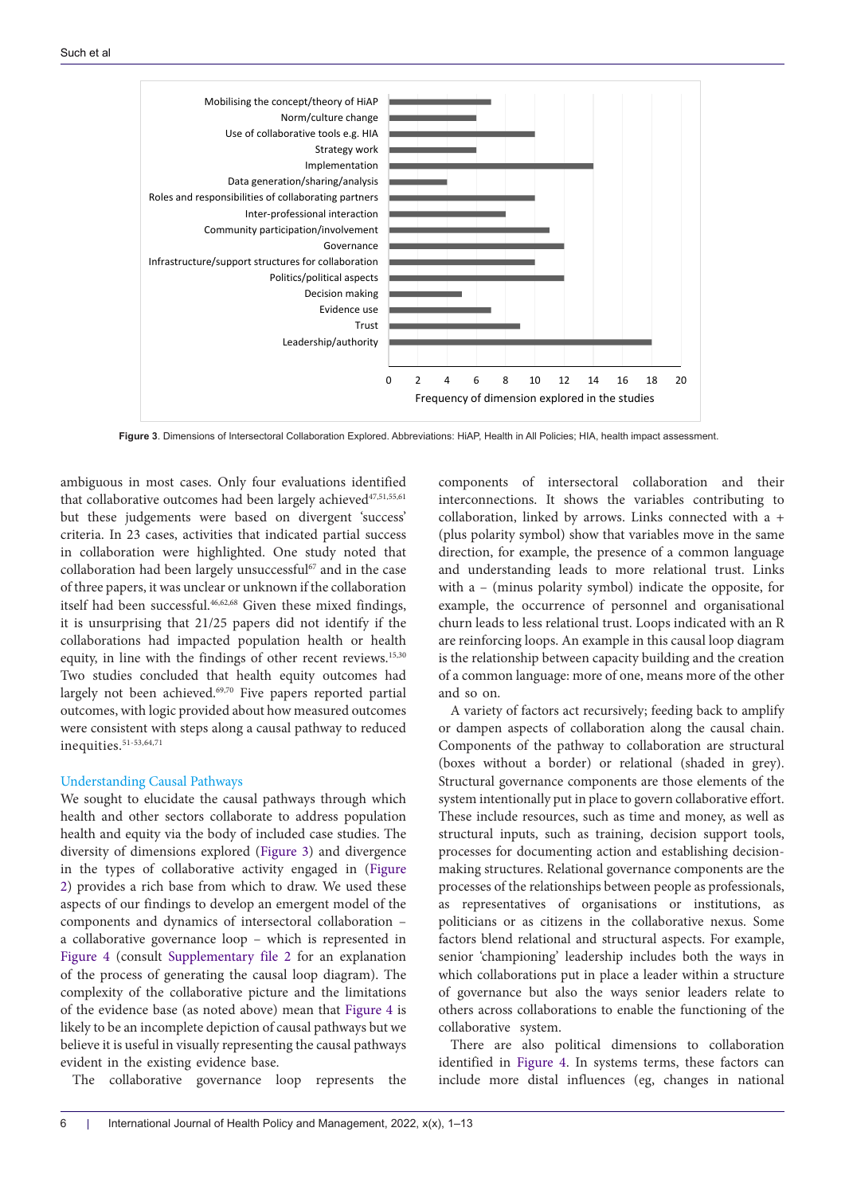| Dimension | Frequency of dimension explored in the studies |
| --- | --- |
| Mobilising the concept/theory of HiAP | 7 |
| Norm/culture change | 6 |
| Use of collaborative tools e.g. HIA | 10 |
| Strategy work | 6 |
| Implementation | 14 |
| Data generation/sharing/analysis | 4 |
| Roles and responsibilities of collaborating partners | 10 |
| Inter-professional interaction | 8 |
| Community participation/involvement | 11 |
| Governance | 12 |
| Infrastructure/support structures for collaboration | 10 |
| Politics/political aspects | 12 |
| Decision making | 5 |
| Evidence use | 7 |
| Trust | 9 |
| Leadership/authority | 18 |

**Figure 3**. Dimensions of Intersectoral Collaboration Explored. Abbreviations: HiAP, Health in All Policies; HIA, health impact assessment.

ambiguous in most cases. Only four evaluations identified that collaborative outcomes had been largely achieved[47,51,55,61] but these judgements were based on divergent 'success' criteria. In 23 cases, activities that indicated partial success in collaboration were highlighted. One study noted that collaboration had been largely unsuccessful[67] and in the case of three papers, it was unclear or unknown if the collaboration itself had been successful.[46,62,68] Given these mixed findings, it is unsurprising that 21/25 papers did not identify if the collaborations had impacted population health or health equity, in line with the findings of other recent reviews.[15,30] Two studies concluded that health equity outcomes had largely not been achieved.[69,70] Five papers reported partial outcomes, with logic provided about how measured outcomes were consistent with steps along a causal pathway to reduced inequities.[51-53,64,71]

### Understanding Causal Pathways

We sought to elucidate the causal pathways through which health and other sectors collaborate to address population health and equity via the body of included case studies. The diversity of dimensions explored (Figure 3) and divergence in the types of collaborative activity engaged in (Figure 2) provides a rich base from which to draw. We used these aspects of our findings to develop an emergent model of the components and dynamics of intersectoral collaboration – a collaborative governance loop – which is represented in Figure 4 (consult Supplementary file 2 for an explanation of the process of generating the causal loop diagram). The complexity of the collaborative picture and the limitations of the evidence base (as noted above) mean that Figure 4 is likely to be an incomplete depiction of causal pathways but we believe it is useful in visually representing the causal pathways evident in the existing evidence base.

The collaborative governance loop represents the components of intersectoral collaboration and their interconnections. It shows the variables contributing to collaboration, linked by arrows. Links connected with a + (plus polarity symbol) show that variables move in the same direction, for example, the presence of a common language and understanding leads to more relational trust. Links with a – (minus polarity symbol) indicate the opposite, for example, the occurrence of personnel and organisational churn leads to less relational trust. Loops indicated with an R are reinforcing loops. An example in this causal loop diagram is the relationship between capacity building and the creation of a common language: more of one, means more of the other and so on.

A variety of factors act recursively; feeding back to amplify or dampen aspects of collaboration along the causal chain. Components of the pathway to collaboration are structural (boxes without a border) or relational (shaded in grey). Structural governance components are those elements of the system intentionally put in place to govern collaborative effort. These include resources, such as time and money, as well as structural inputs, such as training, decision support tools, processes for documenting action and establishing decision-making structures. Relational governance components are the processes of the relationships between people as professionals, as representatives of organisations or institutions, as politicians or as citizens in the collaborative nexus. Some factors blend relational and structural aspects. For example, senior 'championing' leadership includes both the ways in which collaborations put in place a leader within a structure of governance but also the ways senior leaders relate to others across collaborations to enable the functioning of the collaborative system.

There are also political dimensions to collaboration identified in Figure 4. In systems terms, these factors can include more distal influences (eg, changes in national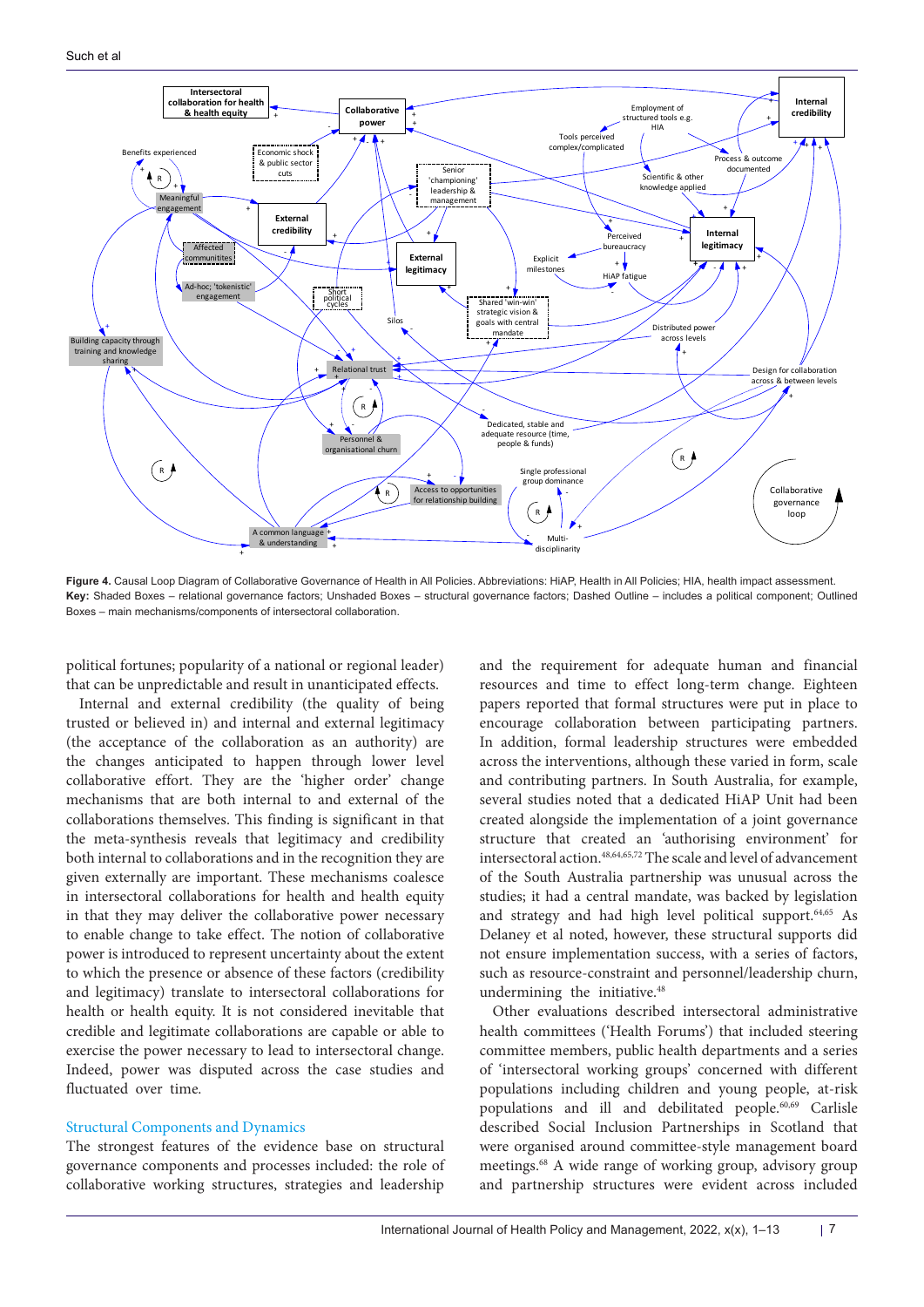**Figure 4.** Causal Loop Diagram of Collaborative Governance of Health in All Policies. Abbreviations: HiAP, Health in All Policies; HIA, health impact assessment. **Key:** Shaded Boxes – relational governance factors; Unshaded Boxes – structural governance factors; Dashed Outline – includes a political component; Outlined Boxes – main mechanisms/components of intersectoral collaboration.

political fortunes; popularity of a national or regional leader) that can be unpredictable and result in unanticipated effects.

Internal and external credibility (the quality of being trusted or believed in) and internal and external legitimacy (the acceptance of the collaboration as an authority) are the changes anticipated to happen through lower level collaborative effort. They are the 'higher order' change mechanisms that are both internal to and external of the collaborations themselves. This finding is significant in that the meta-synthesis reveals that legitimacy and credibility both internal to collaborations and in the recognition they are given externally are important. These mechanisms coalesce in intersectoral collaborations for health and health equity in that they may deliver the collaborative power necessary to enable change to take effect. The notion of collaborative power is introduced to represent uncertainty about the extent to which the presence or absence of these factors (credibility and legitimacy) translate to intersectoral collaborations for health or health equity. It is not considered inevitable that credible and legitimate collaborations are capable or able to exercise the power necessary to lead to intersectoral change. Indeed, power was disputed across the case studies and fluctuated over time.

## Structural Components and Dynamics

The strongest features of the evidence base on structural governance components and processes included: the role of collaborative working structures, strategies and leadership and the requirement for adequate human and financial resources and time to effect long-term change. Eighteen papers reported that formal structures were put in place to encourage collaboration between participating partners. In addition, formal leadership structures were embedded across the interventions, although these varied in form, scale and contributing partners. In South Australia, for example, several studies noted that a dedicated HiAP Unit had been created alongside the implementation of a joint governance structure that created an 'authorising environment' for intersectoral action.[48,64,65,72] The scale and level of advancement of the South Australia partnership was unusual across the studies; it had a central mandate, was backed by legislation and strategy and had high level political support.[64,65] As Delaney et al noted, however, these structural supports did not ensure implementation success, with a series of factors, such as resource-constraint and personnel/leadership churn, undermining the initiative.[48]

Other evaluations described intersectoral administrative health committees ('Health Forums') that included steering committee members, public health departments and a series of 'intersectoral working groups' concerned with different populations including children and young people, at-risk populations and ill and debilitated people.[60,69] Carlisle described Social Inclusion Partnerships in Scotland that were organised around committee-style management board meetings.[68] A wide range of working group, advisory group and partnership structures were evident across included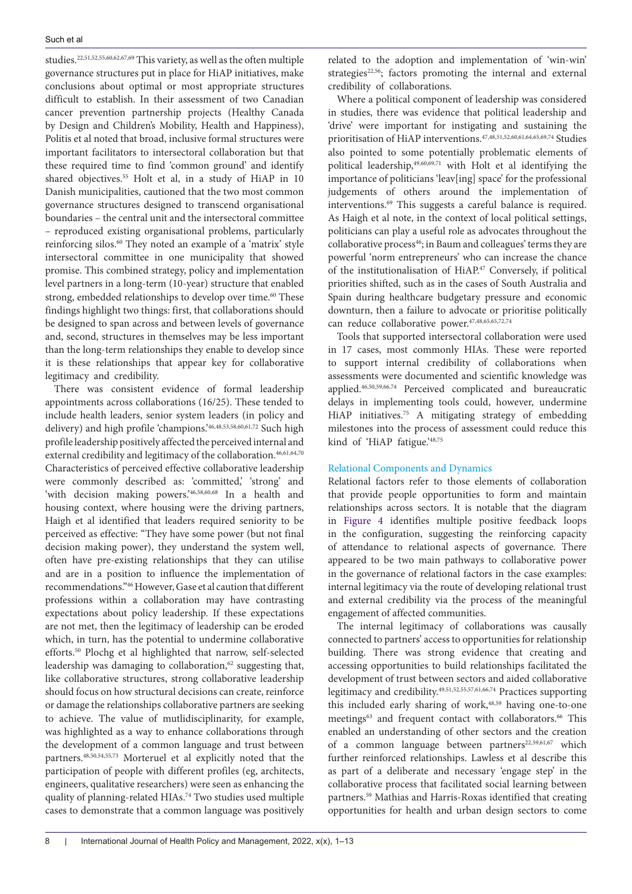studies.[22,51,52,55,60,62,67,69] This variety, as well as the often multiple governance structures put in place for HiAP initiatives, make conclusions about optimal or most appropriate structures difficult to establish. In their assessment of two Canadian cancer prevention partnership projects (Healthy Canada by Design and Children's Mobility, Health and Happiness), Politis et al noted that broad, inclusive formal structures were important facilitators to intersectoral collaboration but that these required time to find 'common ground' and identify shared objectives.[55] Holt et al, in a study of HiAP in 10 Danish municipalities, cautioned that the two most common governance structures designed to transcend organisational boundaries – the central unit and the intersectoral committee – reproduced existing organisational problems, particularly reinforcing silos.[60] They noted an example of a 'matrix' style intersectoral committee in one municipality that showed promise. This combined strategy, policy and implementation level partners in a long-term (10-year) structure that enabled strong, embedded relationships to develop over time.[60] These findings highlight two things: first, that collaborations should be designed to span across and between levels of governance and, second, structures in themselves may be less important than the long-term relationships they enable to develop since it is these relationships that appear key for collaborative legitimacy and credibility.

There was consistent evidence of formal leadership appointments across collaborations (16/25). These tended to include health leaders, senior system leaders (in policy and delivery) and high profile 'champions.'[46,48,53,58,60,61,72] Such high profile leadership positively affected the perceived internal and external credibility and legitimacy of the collaboration.[46,61,64,70] Characteristics of perceived effective collaborative leadership were commonly described as: 'committed,' 'strong' and 'with decision making powers.'[46,58,60,68] In a health and housing context, where housing were the driving partners, Haigh et al identified that leaders required seniority to be perceived as effective: "They have some power (but not final decision making power), they understand the system well, often have pre-existing relationships that they can utilise and are in a position to influence the implementation of recommendations."[46] However, Gase et al caution that different professions within a collaboration may have contrasting expectations about policy leadership. If these expectations are not met, then the legitimacy of leadership can be eroded which, in turn, has the potential to undermine collaborative efforts.[50] Plochg et al highlighted that narrow, self-selected leadership was damaging to collaboration,[62] suggesting that, like collaborative structures, strong collaborative leadership should focus on how structural decisions can create, reinforce or damage the relationships collaborative partners are seeking to achieve. The value of mutlidisciplinarity, for example, was highlighted as a way to enhance collaborations through the development of a common language and trust between partners.[48,50,54,55,73] Morteruel et al explicitly noted that the participation of people with different profiles (eg, architects, engineers, qualitative researchers) were seen as enhancing the quality of planning-related HIAs.[74] Two studies used multiple cases to demonstrate that a common language was positively related to the adoption and implementation of 'win-win' strategies[22,56]; factors promoting the internal and external credibility of collaborations.

Where a political component of leadership was considered in studies, there was evidence that political leadership and 'drive' were important for instigating and sustaining the prioritisation of HiAP interventions.[47,48,51,52,60,61,64,65,69,74] Studies also pointed to some potentially problematic elements of political leadership,[49,60,69,71] with Holt et al identifying the importance of politicians 'leav[ing] space' for the professional judgements of others around the implementation of interventions.[69] This suggests a careful balance is required. As Haigh et al note, in the context of local political settings, politicians can play a useful role as advocates throughout the collaborative process[46]; in Baum and colleagues' terms they are powerful 'norm entrepreneurs' who can increase the chance of the institutionalisation of HiAP.[47] Conversely, if political priorities shifted, such as in the cases of South Australia and Spain during healthcare budgetary pressure and economic downturn, then a failure to advocate or prioritise politically can reduce collaborative power.[47,48,65,65,72,74]

Tools that supported intersectoral collaboration were used in 17 cases, most commonly HIAs. These were reported to support internal credibility of collaborations when assessments were documented and scientific knowledge was applied.[46,50,59,66,74] Perceived complicated and bureaucratic delays in implementing tools could, however, undermine HiAP initiatives.[75] A mitigating strategy of embedding milestones into the process of assessment could reduce this kind of 'HiAP fatigue.'[48,75]

### Relational Components and Dynamics

Relational factors refer to those elements of collaboration that provide people opportunities to form and maintain relationships across sectors. It is notable that the diagram in Figure 4 identifies multiple positive feedback loops in the configuration, suggesting the reinforcing capacity of attendance to relational aspects of governance. There appeared to be two main pathways to collaborative power in the governance of relational factors in the case examples: internal legitimacy via the route of developing relational trust and external credibility via the process of the meaningful engagement of affected communities.

The internal legitimacy of collaborations was causally connected to partners' access to opportunities for relationship building. There was strong evidence that creating and accessing opportunities to build relationships facilitated the development of trust between sectors and aided collaborative legitimacy and credibility.[49,51,52,55,57,61,66,74] Practices supporting this included early sharing of work,[48,59] having one-to-one meetings[63] and frequent contact with collaborators.[66] This enabled an understanding of other sectors and the creation of a common language between partners[22,59,61,67] which further reinforced relationships. Lawless et al describe this as part of a deliberate and necessary 'engage step' in the collaborative process that facilitated social learning between partners.[59] Mathias and Harris-Roxas identified that creating opportunities for health and urban design sectors to come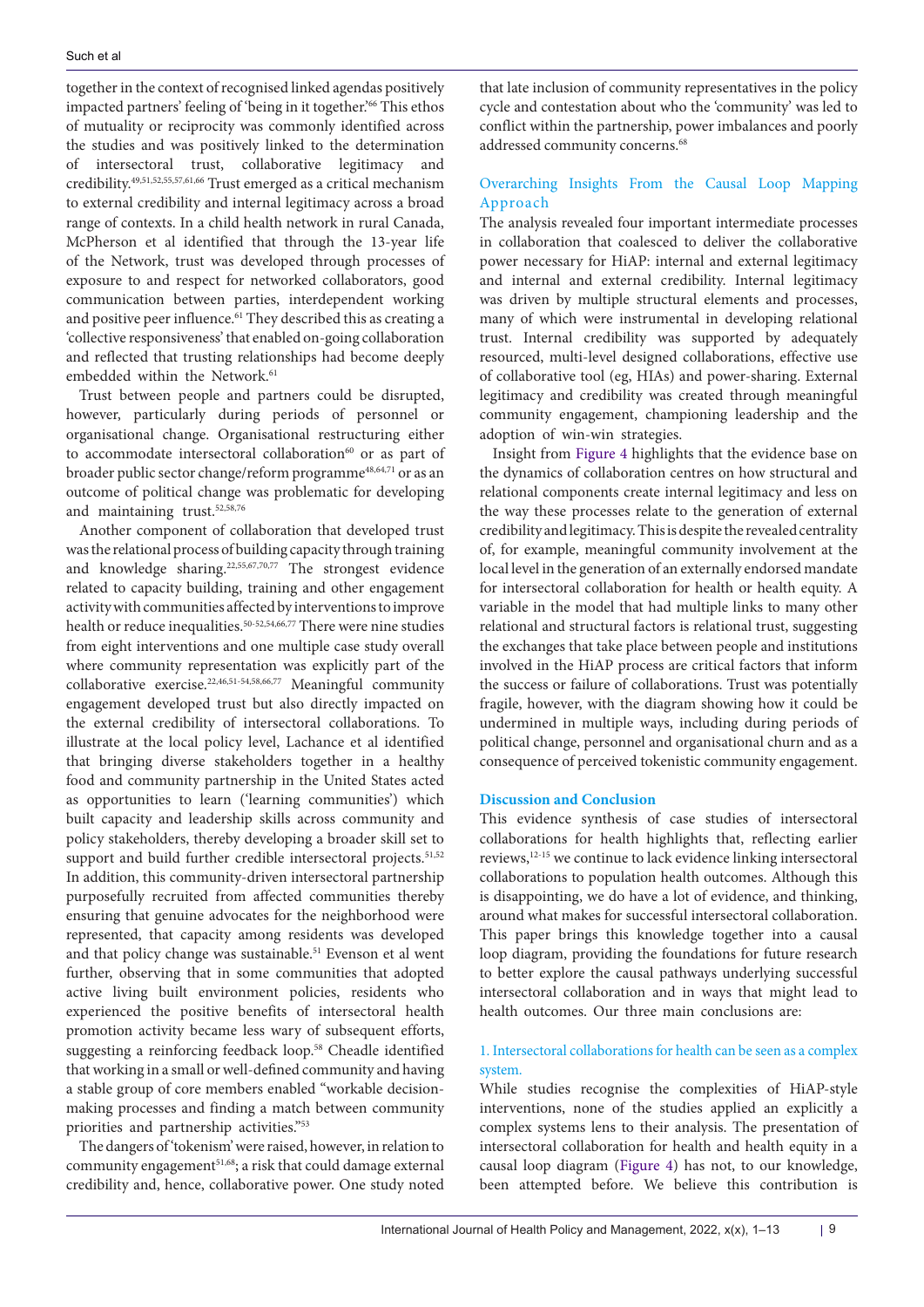together in the context of recognised linked agendas positively impacted partners' feeling of 'being in it together.'[66] This ethos of mutuality or reciprocity was commonly identified across the studies and was positively linked to the determination of intersectoral trust, collaborative legitimacy and credibility.[49,51,52,55,57,61,66] Trust emerged as a critical mechanism to external credibility and internal legitimacy across a broad range of contexts. In a child health network in rural Canada, McPherson et al identified that through the 13-year life of the Network, trust was developed through processes of exposure to and respect for networked collaborators, good communication between parties, interdependent working and positive peer influence.[61] They described this as creating a 'collective responsiveness' that enabled on-going collaboration and reflected that trusting relationships had become deeply embedded within the Network.[61]

Trust between people and partners could be disrupted, however, particularly during periods of personnel or organisational change. Organisational restructuring either to accommodate intersectoral collaboration[60] or as part of broader public sector change/reform programme[48,64,71] or as an outcome of political change was problematic for developing and maintaining trust.[52,58,76]

Another component of collaboration that developed trust was the relational process of building capacity through training and knowledge sharing.[22,55,67,70,77] The strongest evidence related to capacity building, training and other engagement activity with communities affected by interventions to improve health or reduce inequalities.[50-52,54,66,77] There were nine studies from eight interventions and one multiple case study overall where community representation was explicitly part of the collaborative exercise.[22,46,51-54,58,66,77] Meaningful community engagement developed trust but also directly impacted on the external credibility of intersectoral collaborations. To illustrate at the local policy level, Lachance et al identified that bringing diverse stakeholders together in a healthy food and community partnership in the United States acted as opportunities to learn ('learning communities') which built capacity and leadership skills across community and policy stakeholders, thereby developing a broader skill set to support and build further credible intersectoral projects.[51,52] In addition, this community-driven intersectoral partnership purposefully recruited from affected communities thereby ensuring that genuine advocates for the neighborhood were represented, that capacity among residents was developed and that policy change was sustainable.[51] Evenson et al went further, observing that in some communities that adopted active living built environment policies, residents who experienced the positive benefits of intersectoral health promotion activity became less wary of subsequent efforts, suggesting a reinforcing feedback loop.[58] Cheadle identified that working in a small or well-defined community and having a stable group of core members enabled "workable decision-making processes and finding a match between community priorities and partnership activities."[53]

The dangers of 'tokenism' were raised, however, in relation to community engagement[51,68]; a risk that could damage external credibility and, hence, collaborative power. One study noted that late inclusion of community representatives in the policy cycle and contestation about who the 'community' was led to conflict within the partnership, power imbalances and poorly addressed community concerns.[68]

### Overarching Insights From the Causal Loop Mapping Approach

The analysis revealed four important intermediate processes in collaboration that coalesced to deliver the collaborative power necessary for HiAP: internal and external legitimacy and internal and external credibility. Internal legitimacy was driven by multiple structural elements and processes, many of which were instrumental in developing relational trust. Internal credibility was supported by adequately resourced, multi-level designed collaborations, effective use of collaborative tool (eg, HIAs) and power-sharing. External legitimacy and credibility was created through meaningful community engagement, championing leadership and the adoption of win-win strategies.

Insight from Figure 4 highlights that the evidence base on the dynamics of collaboration centres on how structural and relational components create internal legitimacy and less on the way these processes relate to the generation of external credibility and legitimacy. This is despite the revealed centrality of, for example, meaningful community involvement at the local level in the generation of an externally endorsed mandate for intersectoral collaboration for health or health equity. A variable in the model that had multiple links to many other relational and structural factors is relational trust, suggesting the exchanges that take place between people and institutions involved in the HiAP process are critical factors that inform the success or failure of collaborations. Trust was potentially fragile, however, with the diagram showing how it could be undermined in multiple ways, including during periods of political change, personnel and organisational churn and as a consequence of perceived tokenistic community engagement.

## Discussion and Conclusion

This evidence synthesis of case studies of intersectoral collaborations for health highlights that, reflecting earlier reviews,[12-15] we continue to lack evidence linking intersectoral collaborations to population health outcomes. Although this is disappointing, we do have a lot of evidence, and thinking, around what makes for successful intersectoral collaboration. This paper brings this knowledge together into a causal loop diagram, providing the foundations for future research to better explore the causal pathways underlying successful intersectoral collaboration and in ways that might lead to health outcomes. Our three main conclusions are:

### 1. Intersectoral collaborations for health can be seen as a complex system.

While studies recognise the complexities of HiAP-style interventions, none of the studies applied an explicitly a complex systems lens to their analysis. The presentation of intersectoral collaboration for health and health equity in a causal loop diagram (Figure 4) has not, to our knowledge, been attempted before. We believe this contribution is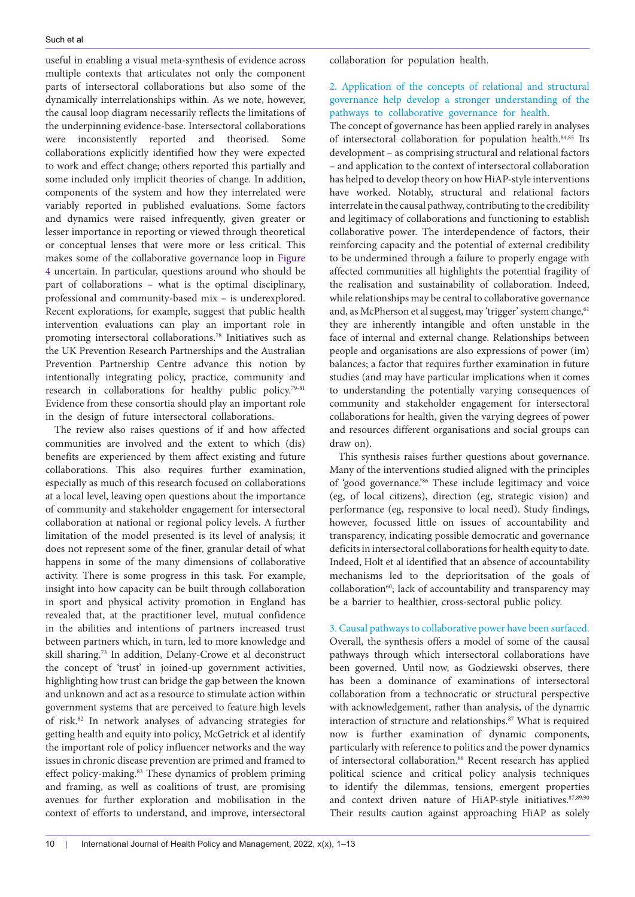useful in enabling a visual meta-synthesis of evidence across multiple contexts that articulates not only the component parts of intersectoral collaborations but also some of the dynamically interrelationships within. As we note, however, the causal loop diagram necessarily reflects the limitations of the underpinning evidence-base. Intersectoral collaborations were inconsistently reported and theorised. Some collaborations explicitly identified how they were expected to work and effect change; others reported this partially and some included only implicit theories of change. In addition, components of the system and how they interrelated were variably reported in published evaluations. Some factors and dynamics were raised infrequently, given greater or lesser importance in reporting or viewed through theoretical or conceptual lenses that were more or less critical. This makes some of the collaborative governance loop in Figure 4 uncertain. In particular, questions around who should be part of collaborations – what is the optimal disciplinary, professional and community-based mix – is underexplored. Recent explorations, for example, suggest that public health intervention evaluations can play an important role in promoting intersectoral collaborations.[78] Initiatives such as the UK Prevention Research Partnerships and the Australian Prevention Partnership Centre advance this notion by intentionally integrating policy, practice, community and research in collaborations for healthy public policy.[79-81] Evidence from these consortia should play an important role in the design of future intersectoral collaborations.

The review also raises questions of if and how affected communities are involved and the extent to which (dis) benefits are experienced by them affect existing and future collaborations. This also requires further examination, especially as much of this research focused on collaborations at a local level, leaving open questions about the importance of community and stakeholder engagement for intersectoral collaboration at national or regional policy levels. A further limitation of the model presented is its level of analysis; it does not represent some of the finer, granular detail of what happens in some of the many dimensions of collaborative activity. There is some progress in this task. For example, insight into how capacity can be built through collaboration in sport and physical activity promotion in England has revealed that, at the practitioner level, mutual confidence in the abilities and intentions of partners increased trust between partners which, in turn, led to more knowledge and skill sharing.[73] In addition, Delany-Crowe et al deconstruct the concept of 'trust' in joined-up government activities, highlighting how trust can bridge the gap between the known and unknown and act as a resource to stimulate action within government systems that are perceived to feature high levels of risk.[82] In network analyses of advancing strategies for getting health and equity into policy, McGetrick et al identify the important role of policy influencer networks and the way issues in chronic disease prevention are primed and framed to effect policy-making.[83] These dynamics of problem priming and framing, as well as coalitions of trust, are promising avenues for further exploration and mobilisation in the context of efforts to understand, and improve, intersectoral collaboration for population health.

### 2. Application of the concepts of relational and structural governance help develop a stronger understanding of the pathways to collaborative governance for health.

The concept of governance has been applied rarely in analyses of intersectoral collaboration for population health.[84,85] Its development – as comprising structural and relational factors – and application to the context of intersectoral collaboration has helped to develop theory on how HiAP-style interventions have worked. Notably, structural and relational factors interrelate in the causal pathway, contributing to the credibility and legitimacy of collaborations and functioning to establish collaborative power. The interdependence of factors, their reinforcing capacity and the potential of external credibility to be undermined through a failure to properly engage with affected communities all highlights the potential fragility of the realisation and sustainability of collaboration. Indeed, while relationships may be central to collaborative governance and, as McPherson et al suggest, may 'trigger' system change,[61] they are inherently intangible and often unstable in the face of internal and external change. Relationships between people and organisations are also expressions of power (im) balances; a factor that requires further examination in future studies (and may have particular implications when it comes to understanding the potentially varying consequences of community and stakeholder engagement for intersectoral collaborations for health, given the varying degrees of power and resources different organisations and social groups can draw on).

This synthesis raises further questions about governance. Many of the interventions studied aligned with the principles of 'good governance.'[86] These include legitimacy and voice (eg, of local citizens), direction (eg, strategic vision) and performance (eg, responsive to local need). Study findings, however, focussed little on issues of accountability and transparency, indicating possible democratic and governance deficits in intersectoral collaborations for health equity to date. Indeed, Holt et al identified that an absence of accountability mechanisms led to the deprioritsation of the goals of collaboration[60]; lack of accountability and transparency may be a barrier to healthier, cross-sectoral public policy.

### 3. Causal pathways to collaborative power have been surfaced.

Overall, the synthesis offers a model of some of the causal pathways through which intersectoral collaborations have been governed. Until now, as Godziewski observes, there has been a dominance of examinations of intersectoral collaboration from a technocratic or structural perspective with acknowledgement, rather than analysis, of the dynamic interaction of structure and relationships.[87] What is required now is further examination of dynamic components, particularly with reference to politics and the power dynamics of intersectoral collaboration.[88] Recent research has applied political science and critical policy analysis techniques to identify the dilemmas, tensions, emergent properties and context driven nature of HiAP-style initiatives.[87,89,90] Their results caution against approaching HiAP as solely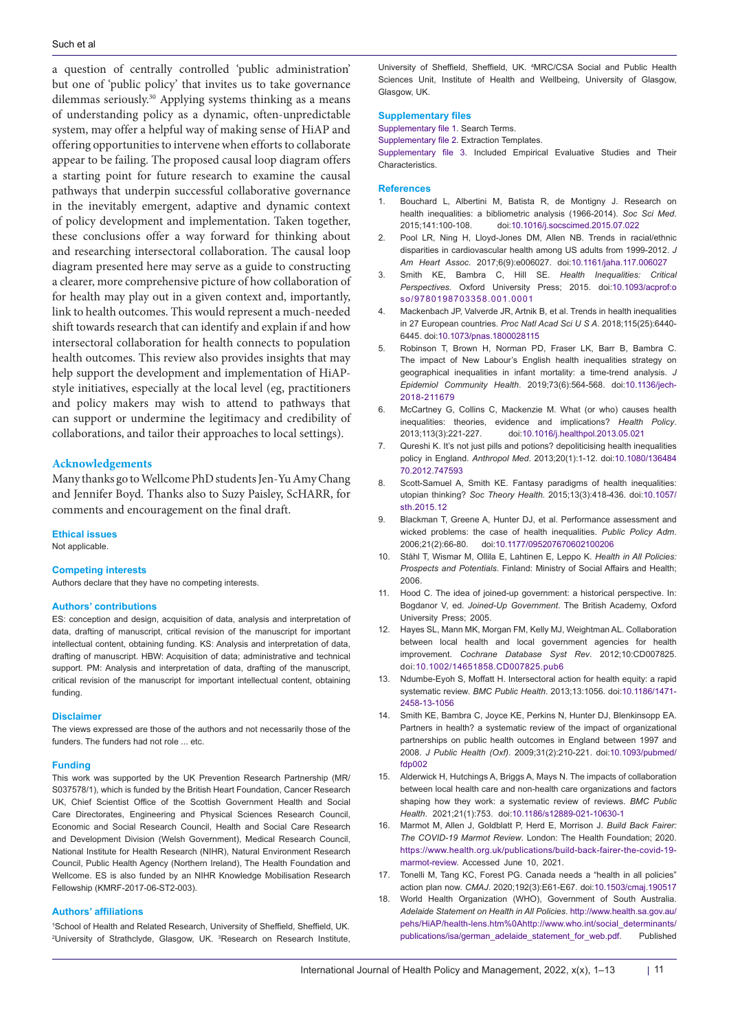a question of centrally controlled 'public administration' but one of 'public policy' that invites us to take governance dilemmas seriously.[30] Applying systems thinking as a means of understanding policy as a dynamic, often-unpredictable system, may offer a helpful way of making sense of HiAP and offering opportunities to intervene when efforts to collaborate appear to be failing. The proposed causal loop diagram offers a starting point for future research to examine the causal pathways that underpin successful collaborative governance in the inevitably emergent, adaptive and dynamic context of policy development and implementation. Taken together, these conclusions offer a way forward for thinking about and researching intersectoral collaboration. The causal loop diagram presented here may serve as a guide to constructing a clearer, more comprehensive picture of how collaboration of for health may play out in a given context and, importantly, link to health outcomes. This would represent a much-needed shift towards research that can identify and explain if and how intersectoral collaboration for health connects to population health outcomes. This review also provides insights that may help support the development and implementation of HiAP-style initiatives, especially at the local level (eg, practitioners and policy makers may wish to attend to pathways that can support or undermine the legitimacy and credibility of collaborations, and tailor their approaches to local settings).

## Acknowledgements

Many thanks go to Wellcome PhD students Jen-Yu Amy Chang and Jennifer Boyd. Thanks also to Suzy Paisley, ScHARR, for comments and encouragement on the final draft.

### Ethical issues

Not applicable.

### Competing interests

Authors declare that they have no competing interests.

### Authors' contributions

ES: conception and design, acquisition of data, analysis and interpretation of data, drafting of manuscript, critical revision of the manuscript for important intellectual content, obtaining funding. KS: Analysis and interpretation of data, drafting of manuscript. HBW: Acquisition of data; administrative and technical support. PM: Analysis and interpretation of data, drafting of the manuscript, critical revision of the manuscript for important intellectual content, obtaining funding.

### Disclaimer

The views expressed are those of the authors and not necessarily those of the funders. The funders had not role ... etc.

### Funding

This work was supported by the UK Prevention Research Partnership (MR/S037578/1), which is funded by the British Heart Foundation, Cancer Research UK, Chief Scientist Office of the Scottish Government Health and Social Care Directorates, Engineering and Physical Sciences Research Council, Economic and Social Research Council, Health and Social Care Research and Development Division (Welsh Government), Medical Research Council, National Institute for Health Research (NIHR), Natural Environment Research Council, Public Health Agency (Northern Ireland), The Health Foundation and Wellcome. ES is also funded by an NIHR Knowledge Mobilisation Research Fellowship (KMRF-2017-06-ST2-003).

### Authors' affiliations

[1]School of Health and Related Research, University of Sheffield, Sheffield, UK. [2]University of Strathclyde, Glasgow, UK. [3]Research on Research Institute, University of Sheffield, Sheffield, UK. [4]MRC/CSA Social and Public Health Sciences Unit, Institute of Health and Wellbeing, University of Glasgow, Glasgow, UK.

### Supplementary files

Supplementary file 1. Search Terms.

Supplementary file 2. Extraction Templates.

Supplementary file 3. Included Empirical Evaluative Studies and Their Characteristics.

### References

1. Bouchard L, Albertini M, Batista R, de Montigny J. Research on health inequalities: a bibliometric analysis (1966-2014). *Soc Sci Med*. 2015;141:100-108. doi:10.1016/j.socscimed.2015.07.022
2. Pool LR, Ning H, Lloyd-Jones DM, Allen NB. Trends in racial/ethnic disparities in cardiovascular health among US adults from 1999-2012. *J Am Heart Assoc*. 2017;6(9):e006027. doi:10.1161/jaha.117.006027
3. Smith KE, Bambra C, Hill SE. *Health Inequalities: Critical Perspectives*. Oxford University Press; 2015. doi:10.1093/acprof:oso/9780198703358.001.0001
4. Mackenbach JP, Valverde JR, Artnik B, et al. Trends in health inequalities in 27 European countries. *Proc Natl Acad Sci U S A*. 2018;115(25):6440-6445. doi:10.1073/pnas.1800028115
5. Robinson T, Brown H, Norman PD, Fraser LK, Barr B, Bambra C. The impact of New Labour's English health inequalities strategy on geographical inequalities in infant mortality: a time-trend analysis. *J Epidemiol Community Health*. 2019;73(6):564-568. doi:10.1136/jech-2018-211679
6. McCartney G, Collins C, Mackenzie M. What (or who) causes health inequalities: theories, evidence and implications? *Health Policy*. 2013;113(3):221-227. doi:10.1016/j.healthpol.2013.05.021
7. Qureshi K. It's not just pills and potions? depoliticising health inequalities policy in England. *Anthropol Med*. 2013;20(1):1-12. doi:10.1080/13648470.2012.747593
8. Scott-Samuel A, Smith KE. Fantasy paradigms of health inequalities: utopian thinking? *Soc Theory Health*. 2015;13(3):418-436. doi:10.1057/sth.2015.12
9. Blackman T, Greene A, Hunter DJ, et al. Performance assessment and wicked problems: the case of health inequalities. *Public Policy Adm*. 2006;21(2):66-80. doi:10.1177/095207670602100206
10. Ståhl T, Wismar M, Ollila E, Lahtinen E, Leppo K. *Health in All Policies: Prospects and Potentials*. Finland: Ministry of Social Affairs and Health; 2006.
11. Hood C. The idea of joined-up government: a historical perspective. In: Bogdanov V, ed. *Joined-Up Government*. The British Academy, Oxford University Press; 2005.
12. Hayes SL, Mann MK, Morgan FM, Kelly MJ, Weightman AL. Collaboration between local health and local government agencies for health improvement. *Cochrane Database Syst Rev*. 2012;10:CD007825. doi:10.1002/14651858.CD007825.pub6
13. Ndumbe-Eyoh S, Moffatt H. Intersectoral action for health equity: a rapid systematic review. *BMC Public Health*. 2013;13:1056. doi:10.1186/1471-2458-13-1056
14. Smith KE, Bambra C, Joyce KE, Perkins N, Hunter DJ, Blenkinsopp EA. Partners in health? a systematic review of the impact of organizational partnerships on public health outcomes in England between 1997 and 2008. *J Public Health (Oxf)*. 2009;31(2):210-221. doi:10.1093/pubmed/fdp002
15. Alderwick H, Hutchings A, Briggs A, Mays N. The impacts of collaboration between local health care and non-health care organizations and factors shaping how they work: a systematic review of reviews. *BMC Public Health*. 2021;21(1):753. doi:10.1186/s12889-021-10630-1
16. Marmot M, Allen J, Goldblatt P, Herd E, Morrison J. *Build Back Fairer: The COVID-19 Marmot Review*. London: The Health Foundation; 2020. https://www.health.org.uk/publications/build-back-fairer-the-covid-19-marmot-review. Accessed June 10, 2021.
17. Tonelli M, Tang KC, Forest PG. Canada needs a "health in all policies" action plan now. *CMAJ*. 2020;192(3):E61-E67. doi:10.1503/cmaj.190517
18. World Health Organization (WHO), Government of South Australia. *Adelaide Statement on Health in All Policies*. http://www.health.sa.gov.au/pehs/HiAP/health-lens.htm%0Ahttp://www.who.int/social_determinants/publications/isa/german_adelaide_statement_for_web.pdf. Published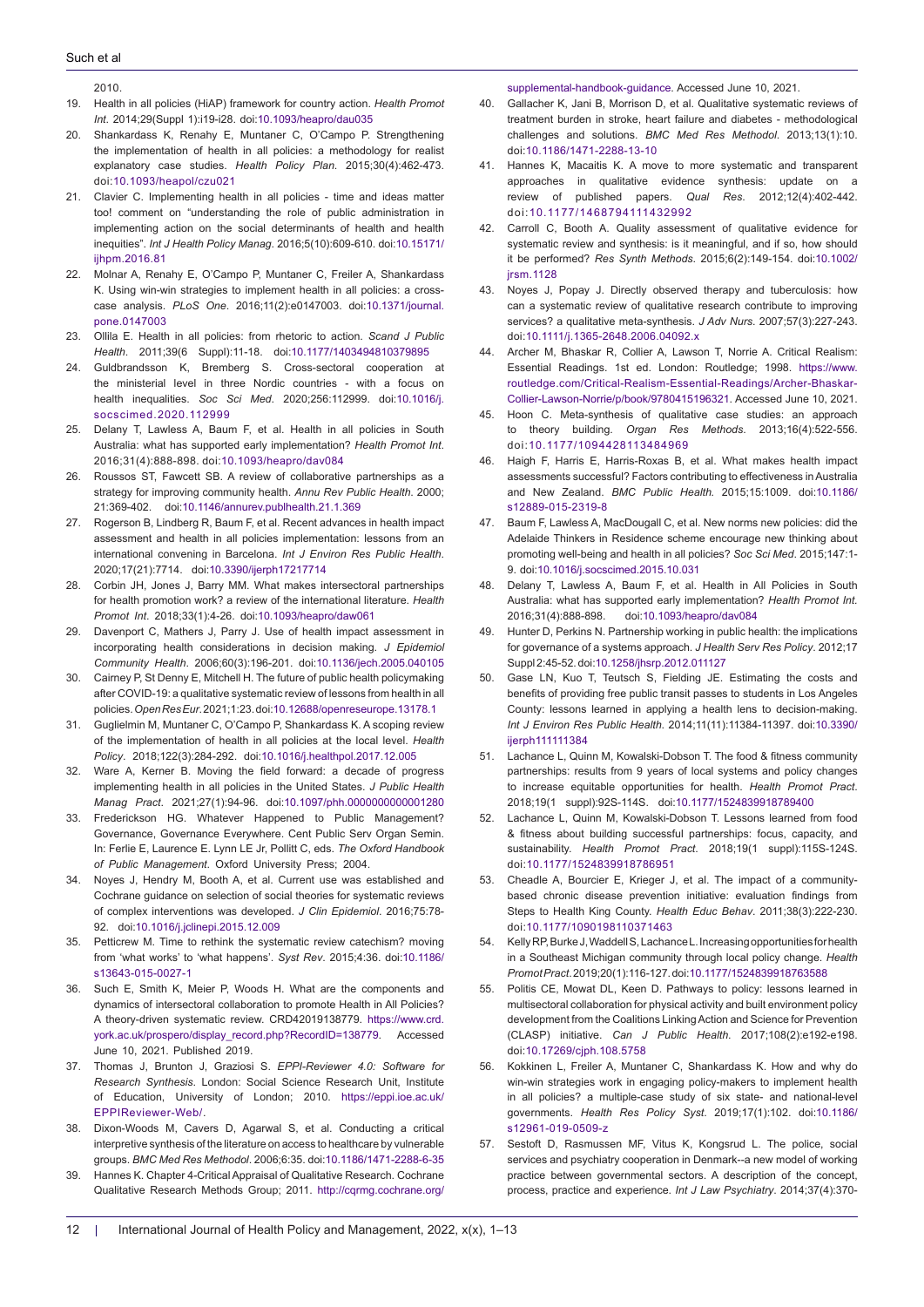2010.

19. Health in all policies (HiAP) framework for country action. *Health Promot Int*. 2014;29(Suppl 1):i19-i28. doi:10.1093/heapro/dau035
20. Shankardass K, Renahy E, Muntaner C, O'Campo P. Strengthening the implementation of health in all policies: a methodology for realist explanatory case studies. *Health Policy Plan*. 2015;30(4):462-473. doi:10.1093/heapol/czu021
21. Clavier C. Implementing health in all policies - time and ideas matter too! comment on "understanding the role of public administration in implementing action on the social determinants of health and health inequities". *Int J Health Policy Manag*. 2016;5(10):609-610. doi:10.15171/ijhpm.2016.81
22. Molnar A, Renahy E, O'Campo P, Muntaner C, Freiler A, Shankardass K. Using win-win strategies to implement health in all policies: a cross-case analysis. *PLoS One*. 2016;11(2):e0147003. doi:10.1371/journal.pone.0147003
23. Ollila E. Health in all policies: from rhetoric to action. *Scand J Public Health*. 2011;39(6 Suppl):11-18. doi:10.1177/1403494810379895
24. Guldbrandsson K, Bremberg S. Cross-sectoral cooperation at the ministerial level in three Nordic countries - with a focus on health inequalities. *Soc Sci Med*. 2020;256:112999. doi:10.1016/j.socscimed.2020.112999
25. Delany T, Lawless A, Baum F, et al. Health in all policies in South Australia: what has supported early implementation? *Health Promot Int*. 2016;31(4):888-898. doi:10.1093/heapro/dav084
26. Roussos ST, Fawcett SB. A review of collaborative partnerships as a strategy for improving community health. *Annu Rev Public Health*. 2000; 21:369-402. doi:10.1146/annurev.publhealth.21.1.369
27. Rogerson B, Lindberg R, Baum F, et al. Recent advances in health impact assessment and health in all policies implementation: lessons from an international convening in Barcelona. *Int J Environ Res Public Health*. 2020;17(21):7714. doi:10.3390/ijerph17217714
28. Corbin JH, Jones J, Barry MM. What makes intersectoral partnerships for health promotion work? a review of the international literature. *Health Promot Int*. 2018;33(1):4-26. doi:10.1093/heapro/daw061
29. Davenport C, Mathers J, Parry J. Use of health impact assessment in incorporating health considerations in decision making. *J Epidemiol Community Health*. 2006;60(3):196-201. doi:10.1136/jech.2005.040105
30. Cairney P, St Denny E, Mitchell H. The future of public health policymaking after COVID-19: a qualitative systematic review of lessons from health in all policies. *Open Res Eur*. 2021;1:23. doi:10.12688/openreseurope.13178.1
31. Guglielmin M, Muntaner C, O'Campo P, Shankardass K. A scoping review of the implementation of health in all policies at the local level. *Health Policy*. 2018;122(3):284-292. doi:10.1016/j.healthpol.2017.12.005
32. Ware A, Kerner B. Moving the field forward: a decade of progress implementing health in all policies in the United States. *J Public Health Manag Pract*. 2021;27(1):94-96. doi:10.1097/phh.0000000000001280
33. Frederickson HG. Whatever Happened to Public Management? Governance, Governance Everywhere. Cent Public Serv Organ Semin. In: Ferlie E, Laurence E. Lynn LE Jr, Pollitt C, eds. *The Oxford Handbook of Public Management*. Oxford University Press; 2004.
34. Noyes J, Hendry M, Booth A, et al. Current use was established and Cochrane guidance on selection of social theories for systematic reviews of complex interventions was developed. *J Clin Epidemiol*. 2016;75:78-92. doi:10.1016/j.jclinepi.2015.12.009
35. Petticrew M. Time to rethink the systematic review catechism? moving from 'what works' to 'what happens'. *Syst Rev*. 2015;4:36. doi:10.1186/s13643-015-0027-1
36. Such E, Smith K, Meier P, Woods H. What are the components and dynamics of intersectoral collaboration to promote Health in All Policies? A theory-driven systematic review. CRD42019138779. https://www.crd.york.ac.uk/prospero/display_record.php?RecordID=138779. Accessed June 10, 2021. Published 2019.
37. Thomas J, Brunton J, Graziosi S. *EPPI-Reviewer 4.0: Software for Research Synthesis*. London: Social Science Research Unit, Institute of Education, University of London; 2010. https://eppi.ioe.ac.uk/EPPIReviewer-Web/.
38. Dixon-Woods M, Cavers D, Agarwal S, et al. Conducting a critical interpretive synthesis of the literature on access to healthcare by vulnerable groups. *BMC Med Res Methodol*. 2006;6:35. doi:10.1186/1471-2288-6-35
39. Hannes K. Chapter 4-Critical Appraisal of Qualitative Research. Cochrane Qualitative Research Methods Group; 2011. http://cqrmg.cochrane.org/supplemental-handbook-guidance. Accessed June 10, 2021.
40. Gallacher K, Jani B, Morrison D, et al. Qualitative systematic reviews of treatment burden in stroke, heart failure and diabetes - methodological challenges and solutions. *BMC Med Res Methodol*. 2013;13(1):10. doi:10.1186/1471-2288-13-10
41. Hannes K, Macaitis K. A move to more systematic and transparent approaches in qualitative evidence synthesis: update on a review of published papers. *Qual Res*. 2012;12(4):402-442. doi:10.1177/1468794111432992
42. Carroll C, Booth A. Quality assessment of qualitative evidence for systematic review and synthesis: is it meaningful, and if so, how should it be performed? *Res Synth Methods*. 2015;6(2):149-154. doi:10.1002/jrsm.1128
43. Noyes J, Popay J. Directly observed therapy and tuberculosis: how can a systematic review of qualitative research contribute to improving services? a qualitative meta-synthesis. *J Adv Nurs*. 2007;57(3):227-243. doi:10.1111/j.1365-2648.2006.04092.x
44. Archer M, Bhaskar R, Collier A, Lawson T, Norrie A. Critical Realism: Essential Readings. 1st ed. London: Routledge; 1998. https://www.routledge.com/Critical-Realism-Essential-Readings/Archer-Bhaskar-Collier-Lawson-Norrie/p/book/9780415196321. Accessed June 10, 2021.
45. Hoon C. Meta-synthesis of qualitative case studies: an approach to theory building. *Organ Res Methods*. 2013;16(4):522-556. doi:10.1177/1094428113484969
46. Haigh F, Harris E, Harris-Roxas B, et al. What makes health impact assessments successful? Factors contributing to effectiveness in Australia and New Zealand. *BMC Public Health*. 2015;15:1009. doi:10.1186/s12889-015-2319-8
47. Baum F, Lawless A, MacDougall C, et al. New norms new policies: did the Adelaide Thinkers in Residence scheme encourage new thinking about promoting well-being and health in all policies? *Soc Sci Med*. 2015;147:1-9. doi:10.1016/j.socscimed.2015.10.031
48. Delany T, Lawless A, Baum F, et al. Health in All Policies in South Australia: what has supported early implementation? *Health Promot Int*. 2016;31(4):888-898. doi:10.1093/heapro/dav084
49. Hunter D, Perkins N. Partnership working in public health: the implications for governance of a systems approach. *J Health Serv Res Policy*. 2012;17 Suppl 2:45-52. doi:10.1258/jhsrp.2012.011127
50. Gase LN, Kuo T, Teutsch S, Fielding JE. Estimating the costs and benefits of providing free public transit passes to students in Los Angeles County: lessons learned in applying a health lens to decision-making. *Int J Environ Res Public Health*. 2014;11(11):11384-11397. doi:10.3390/ijerph111111384
51. Lachance L, Quinn M, Kowalski-Dobson T. The food & fitness community partnerships: results from 9 years of local systems and policy changes to increase equitable opportunities for health. *Health Promot Pract*. 2018;19(1 suppl):92S-114S. doi:10.1177/1524839918789400
52. Lachance L, Quinn M, Kowalski-Dobson T. Lessons learned from food & fitness about building successful partnerships: focus, capacity, and sustainability. *Health Promot Pract*. 2018;19(1 suppl):115S-124S. doi:10.1177/1524839918786951
53. Cheadle A, Bourcier E, Krieger J, et al. The impact of a community-based chronic disease prevention initiative: evaluation findings from Steps to Health King County. *Health Educ Behav*. 2011;38(3):222-230. doi:10.1177/1090198110371463
54. Kelly RP, Burke J, Waddell S, Lachance L. Increasing opportunities for health in a Southeast Michigan community through local policy change. *Health Promot Pract*. 2019;20(1):116-127. doi:10.1177/1524839918763588
55. Politis CE, Mowat DL, Keen D. Pathways to policy: lessons learned in multisectoral collaboration for physical activity and built environment policy development from the Coalitions Linking Action and Science for Prevention (CLASP) initiative. *Can J Public Health*. 2017;108(2):e192-e198. doi:10.17269/cjph.108.5758
56. Kokkinen L, Freiler A, Muntaner C, Shankardass K. How and why do win-win strategies work in engaging policy-makers to implement health in all policies? a multiple-case study of six state- and national-level governments. *Health Res Policy Syst*. 2019;17(1):102. doi:10.1186/s12961-019-0509-z
57. Sestoft D, Rasmussen MF, Vitus K, Kongsrud L. The police, social services and psychiatry cooperation in Denmark--a new model of working practice between governmental sectors. A description of the concept, process, practice and experience. *Int J Law Psychiatry*. 2014;37(4):370-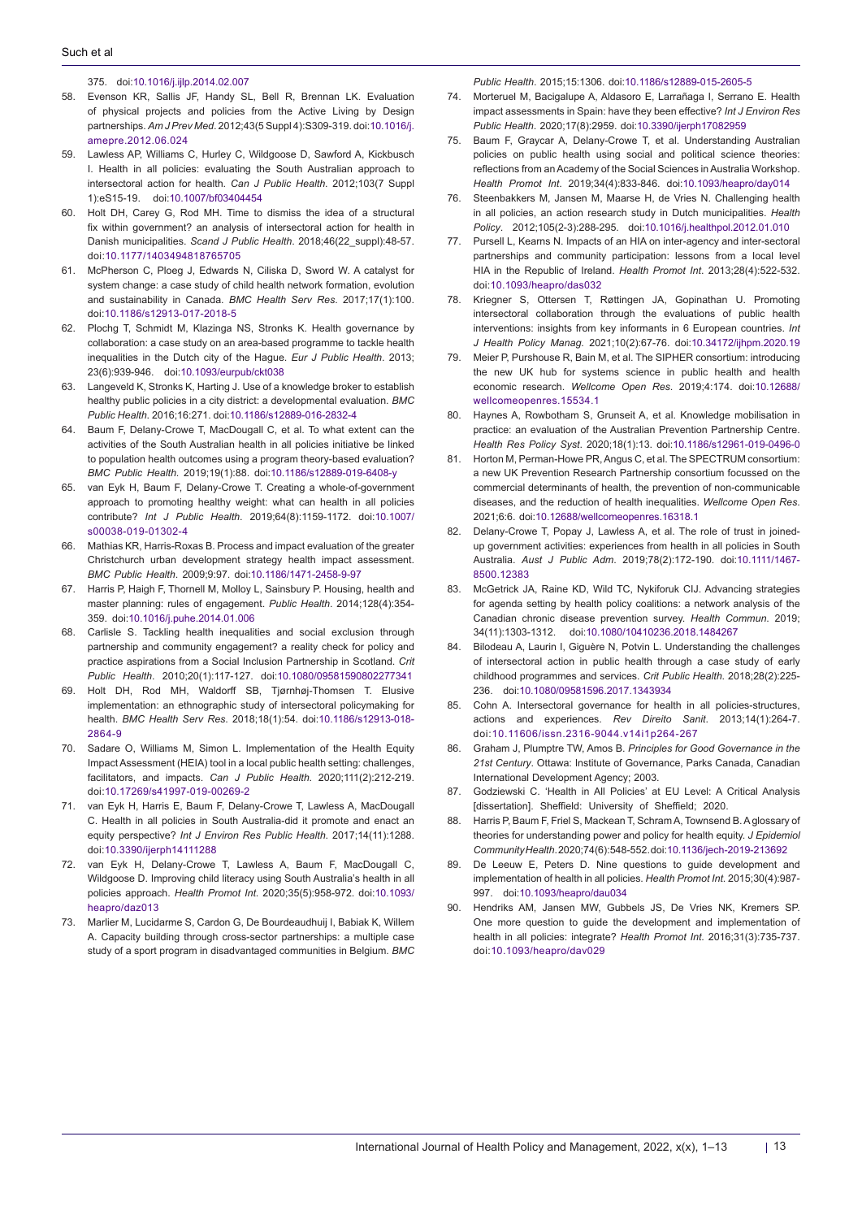375. doi:10.1016/j.ijlp.2014.02.007

58. Evenson KR, Sallis JF, Handy SL, Bell R, Brennan LK. Evaluation of physical projects and policies from the Active Living by Design partnerships. *Am J Prev Med*. 2012;43(5 Suppl 4):S309-319. doi:10.1016/j.amepre.2012.06.024
59. Lawless AP, Williams C, Hurley C, Wildgoose D, Sawford A, Kickbusch I. Health in all policies: evaluating the South Australian approach to intersectoral action for health. *Can J Public Health*. 2012;103(7 Suppl 1):eS15-19. doi:10.1007/bf03404454
60. Holt DH, Carey G, Rod MH. Time to dismiss the idea of a structural fix within government? an analysis of intersectoral action for health in Danish municipalities. *Scand J Public Health*. 2018;46(22_suppl):48-57. doi:10.1177/1403494818765705
61. McPherson C, Ploeg J, Edwards N, Ciliska D, Sword W. A catalyst for system change: a case study of child health network formation, evolution and sustainability in Canada. *BMC Health Serv Res*. 2017;17(1):100. doi:10.1186/s12913-017-2018-5
62. Plochg T, Schmidt M, Klazinga NS, Stronks K. Health governance by collaboration: a case study on an area-based programme to tackle health inequalities in the Dutch city of the Hague. *Eur J Public Health*. 2013; 23(6):939-946. doi:10.1093/eurpub/ckt038
63. Langeveld K, Stronks K, Harting J. Use of a knowledge broker to establish healthy public policies in a city district: a developmental evaluation. *BMC Public Health*. 2016;16:271. doi:10.1186/s12889-016-2832-4
64. Baum F, Delany-Crowe T, MacDougall C, et al. To what extent can the activities of the South Australian health in all policies initiative be linked to population health outcomes using a program theory-based evaluation? *BMC Public Health*. 2019;19(1):88. doi:10.1186/s12889-019-6408-y
65. van Eyk H, Baum F, Delany-Crowe T. Creating a whole-of-government approach to promoting healthy weight: what can health in all policies contribute? *Int J Public Health*. 2019;64(8):1159-1172. doi:10.1007/s00038-019-01302-4
66. Mathias KR, Harris-Roxas B. Process and impact evaluation of the greater Christchurch urban development strategy health impact assessment. *BMC Public Health*. 2009;9:97. doi:10.1186/1471-2458-9-97
67. Harris P, Haigh F, Thornell M, Molloy L, Sainsbury P. Housing, health and master planning: rules of engagement. *Public Health*. 2014;128(4):354-359. doi:10.1016/j.puhe.2014.01.006
68. Carlisle S. Tackling health inequalities and social exclusion through partnership and community engagement? a reality check for policy and practice aspirations from a Social Inclusion Partnership in Scotland. *Crit Public Health*. 2010;20(1):117-127. doi:10.1080/09581590802277341
69. Holt DH, Rod MH, Waldorff SB, Tjørnhøj-Thomsen T. Elusive implementation: an ethnographic study of intersectoral policymaking for health. *BMC Health Serv Res*. 2018;18(1):54. doi:10.1186/s12913-018-2864-9
70. Sadare O, Williams M, Simon L. Implementation of the Health Equity Impact Assessment (HEIA) tool in a local public health setting: challenges, facilitators, and impacts. *Can J Public Health*. 2020;111(2):212-219. doi:10.17269/s41997-019-00269-2
71. van Eyk H, Harris E, Baum F, Delany-Crowe T, Lawless A, MacDougall C. Health in all policies in South Australia-did it promote and enact an equity perspective? *Int J Environ Res Public Health*. 2017;14(11):1288. doi:10.3390/ijerph14111288
72. van Eyk H, Delany-Crowe T, Lawless A, Baum F, MacDougall C, Wildgoose D. Improving child literacy using South Australia's health in all policies approach. *Health Promot Int*. 2020;35(5):958-972. doi:10.1093/heapro/daz013
73. Marlier M, Lucidarme S, Cardon G, De Bourdeaudhuij I, Babiak K, Willem A. Capacity building through cross-sector partnerships: a multiple case study of a sport program in disadvantaged communities in Belgium. *BMC Public Health*. 2015;15:1306. doi:10.1186/s12889-015-2605-5
74. Morteruel M, Bacigalupe A, Aldasoro E, Larrañaga I, Serrano E. Health impact assessments in Spain: have they been effective? *Int J Environ Res Public Health*. 2020;17(8):2959. doi:10.3390/ijerph17082959
75. Baum F, Graycar A, Delany-Crowe T, et al. Understanding Australian policies on public health using social and political science theories: reflections from an Academy of the Social Sciences in Australia Workshop. *Health Promot Int*. 2019;34(4):833-846. doi:10.1093/heapro/day014
76. Steenbakkers M, Jansen M, Maarse H, de Vries N. Challenging health in all policies, an action research study in Dutch municipalities. *Health Policy*. 2012;105(2-3):288-295. doi:10.1016/j.healthpol.2012.01.010
77. Pursell L, Kearns N. Impacts of an HIA on inter-agency and inter-sectoral partnerships and community participation: lessons from a local level HIA in the Republic of Ireland. *Health Promot Int*. 2013;28(4):522-532. doi:10.1093/heapro/das032
78. Kriegner S, Ottersen T, Røttingen JA, Gopinathan U. Promoting intersectoral collaboration through the evaluations of public health interventions: insights from key informants in 6 European countries. *Int J Health Policy Manag*. 2021;10(2):67-76. doi:10.34172/ijhpm.2020.19
79. Meier P, Purshouse R, Bain M, et al. The SIPHER consortium: introducing the new UK hub for systems science in public health and health economic research. *Wellcome Open Res*. 2019;4:174. doi:10.12688/wellcomeopenres.15534.1
80. Haynes A, Rowbotham S, Grunseit A, et al. Knowledge mobilisation in practice: an evaluation of the Australian Prevention Partnership Centre. *Health Res Policy Syst*. 2020;18(1):13. doi:10.1186/s12961-019-0496-0
81. Horton M, Perman-Howe PR, Angus C, et al. The SPECTRUM consortium: a new UK Prevention Research Partnership consortium focussed on the commercial determinants of health, the prevention of non-communicable diseases, and the reduction of health inequalities. *Wellcome Open Res*. 2021;6:6. doi:10.12688/wellcomeopenres.16318.1
82. Delany-Crowe T, Popay J, Lawless A, et al. The role of trust in joined-up government activities: experiences from health in all policies in South Australia. *Aust J Public Adm*. 2019;78(2):172-190. doi:10.1111/1467-8500.12383
83. McGetrick JA, Raine KD, Wild TC, Nykiforuk CIJ. Advancing strategies for agenda setting by health policy coalitions: a network analysis of the Canadian chronic disease prevention survey. *Health Commun*. 2019; 34(11):1303-1312. doi:10.1080/10410236.2018.1484267
84. Bilodeau A, Laurin I, Giguère N, Potvin L. Understanding the challenges of intersectoral action in public health through a case study of early childhood programmes and services. *Crit Public Health*. 2018;28(2):225-236. doi:10.1080/09581596.2017.1343934
85. Cohn A. Intersectoral governance for health in all policies-structures, actions and experiences. *Rev Direito Sanit*. 2013;14(1):264-7. doi:10.11606/issn.2316-9044.v14i1p264-267
86. Graham J, Plumptre TW, Amos B. *Principles for Good Governance in the 21st Century*. Ottawa: Institute of Governance, Parks Canada, Canadian International Development Agency; 2003.
87. Godziewski C. 'Health in All Policies' at EU Level: A Critical Analysis [dissertation]. Sheffield: University of Sheffield; 2020.
88. Harris P, Baum F, Friel S, Mackean T, Schram A, Townsend B. A glossary of theories for understanding power and policy for health equity. *J Epidemiol Community Health*. 2020;74(6):548-552. doi:10.1136/jech-2019-213692
89. De Leeuw E, Peters D. Nine questions to guide development and implementation of health in all policies. *Health Promot Int*. 2015;30(4):987-997. doi:10.1093/heapro/dau034
90. Hendriks AM, Jansen MW, Gubbels JS, De Vries NK, Kremers SP. One more question to guide the development and implementation of health in all policies: integrate? *Health Promot Int*. 2016;31(3):735-737. doi:10.1093/heapro/dav029